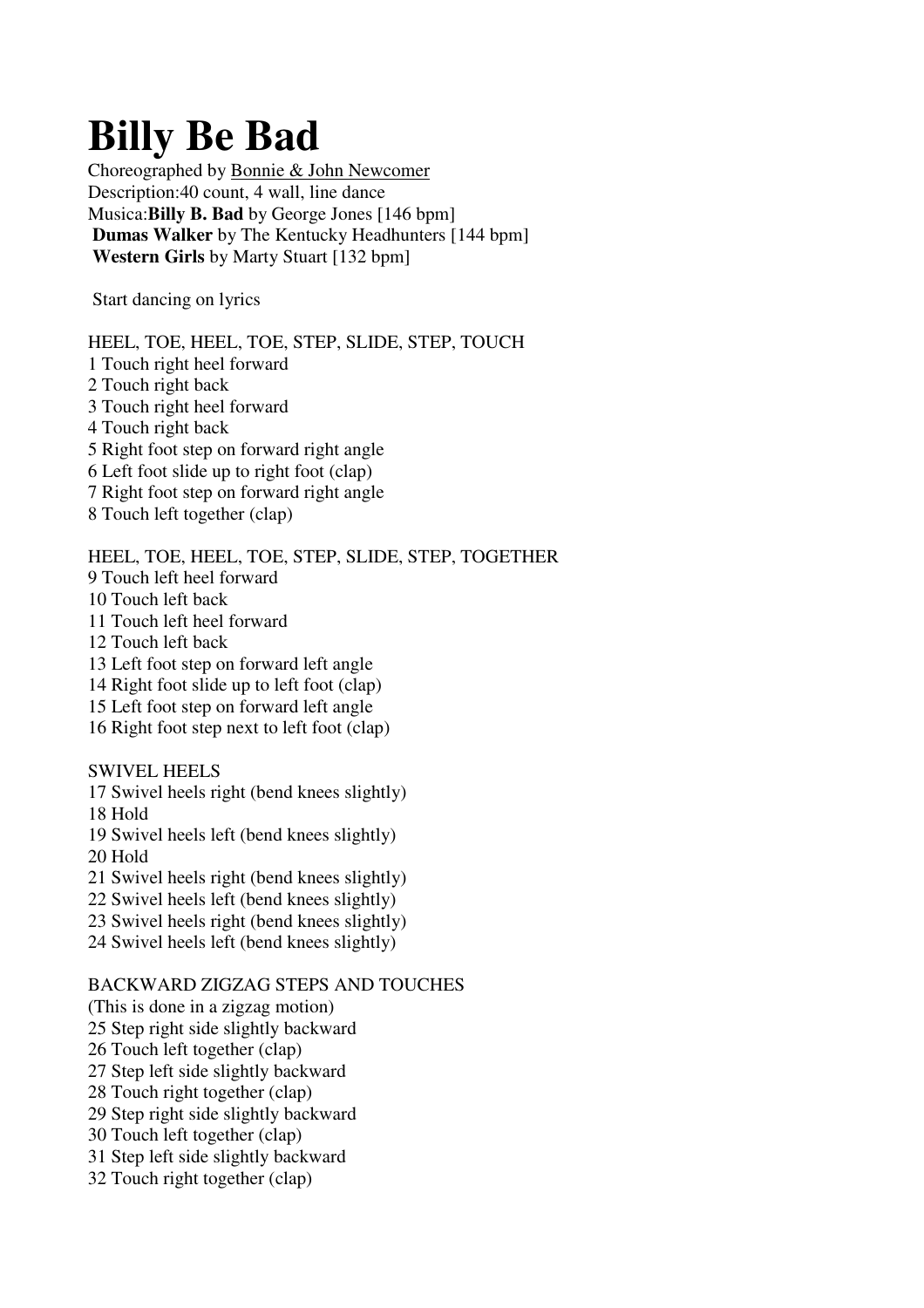# Billy Be Bad

Choreographed by Bonnie & John Newcomer
Description:40 count, 4 wall, line dance
Musica:**Billy B. Bad** by George Jones [146 bpm]
**Dumas Walker** by The Kentucky Headhunters [144 bpm]
**Western Girls** by Marty Stuart [132 bpm]

Start dancing on lyrics

HEEL, TOE, HEEL, TOE, STEP, SLIDE, STEP, TOUCH
1 Touch right heel forward
2 Touch right back
3 Touch right heel forward
4 Touch right back
5 Right foot step on forward right angle
6 Left foot slide up to right foot (clap)
7 Right foot step on forward right angle
8 Touch left together (clap)

HEEL, TOE, HEEL, TOE, STEP, SLIDE, STEP, TOGETHER
9 Touch left heel forward
10 Touch left back
11 Touch left heel forward
12 Touch left back
13 Left foot step on forward left angle
14 Right foot slide up to left foot (clap)
15 Left foot step on forward left angle
16 Right foot step next to left foot (clap)

SWIVEL HEELS
17 Swivel heels right (bend knees slightly)
18 Hold
19 Swivel heels left (bend knees slightly)
20 Hold
21 Swivel heels right (bend knees slightly)
22 Swivel heels left (bend knees slightly)
23 Swivel heels right (bend knees slightly)
24 Swivel heels left (bend knees slightly)

BACKWARD ZIGZAG STEPS AND TOUCHES
(This is done in a zigzag motion)
25 Step right side slightly backward
26 Touch left together (clap)
27 Step left side slightly backward
28 Touch right together (clap)
29 Step right side slightly backward
30 Touch left together (clap)
31 Step left side slightly backward
32 Touch right together (clap)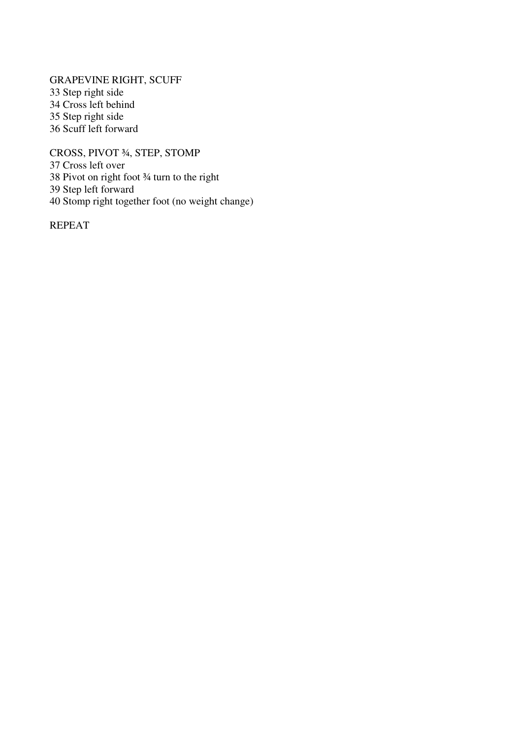GRAPEVINE RIGHT, SCUFF
33 Step right side
34 Cross left behind
35 Step right side
36 Scuff left forward

CROSS, PIVOT ¾, STEP, STOMP
37 Cross left over
38 Pivot on right foot ¾ turn to the right
39 Step left forward
40 Stomp right together foot (no weight change)

REPEAT